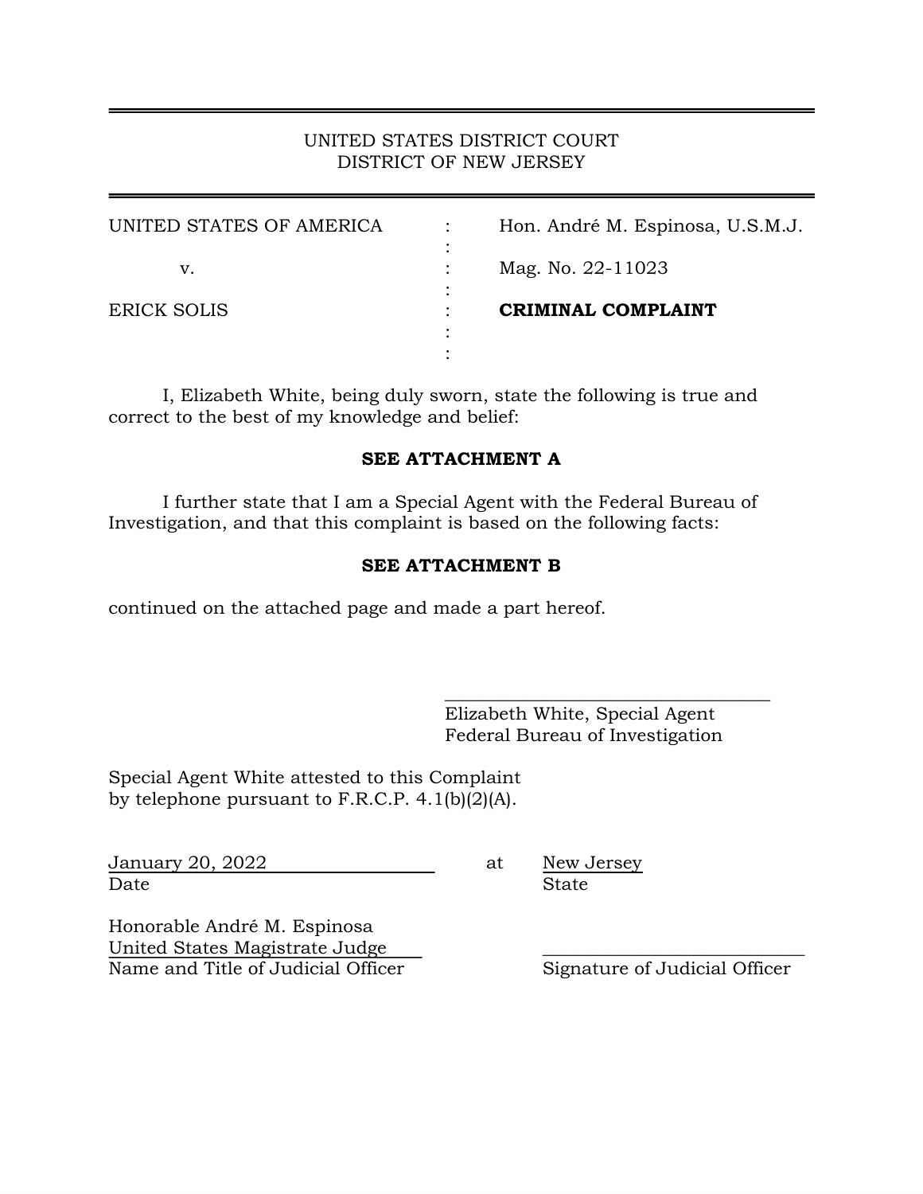UNITED STATES DISTRICT COURT
DISTRICT OF NEW JERSEY

| | | |
|---|---|---|
| UNITED STATES OF AMERICA | : | Hon. André M. Espinosa, U.S.M.J. |
| v. | : | Mag. No. 22-11023 |
| ERICK SOLIS | : | **CRIMINAL COMPLAINT** |

I, Elizabeth White, being duly sworn, state the following is true and correct to the best of my knowledge and belief:

**SEE ATTACHMENT A**

I further state that I am a Special Agent with the Federal Bureau of Investigation, and that this complaint is based on the following facts:

**SEE ATTACHMENT B**

continued on the attached page and made a part hereof.

\_\_\_\_\_\_\_\_\_\_\_\_\_\_\_\_\_\_\_\_\_\_\_\_\_\_\_\_\_\_\_\_\_\_
Elizabeth White, Special Agent
Federal Bureau of Investigation

Special Agent White attested to this Complaint by telephone pursuant to F.R.C.P. 4.1(b)(2)(A).

January 20, 2022 at New Jersey
Date State

Honorable André M. Espinosa
United States Magistrate Judge
Name and Title of Judicial Officer

\_\_\_\_\_\_\_\_\_\_\_\_\_\_\_\_\_\_\_\_\_\_\_\_\_\_\_\_
Signature of Judicial Officer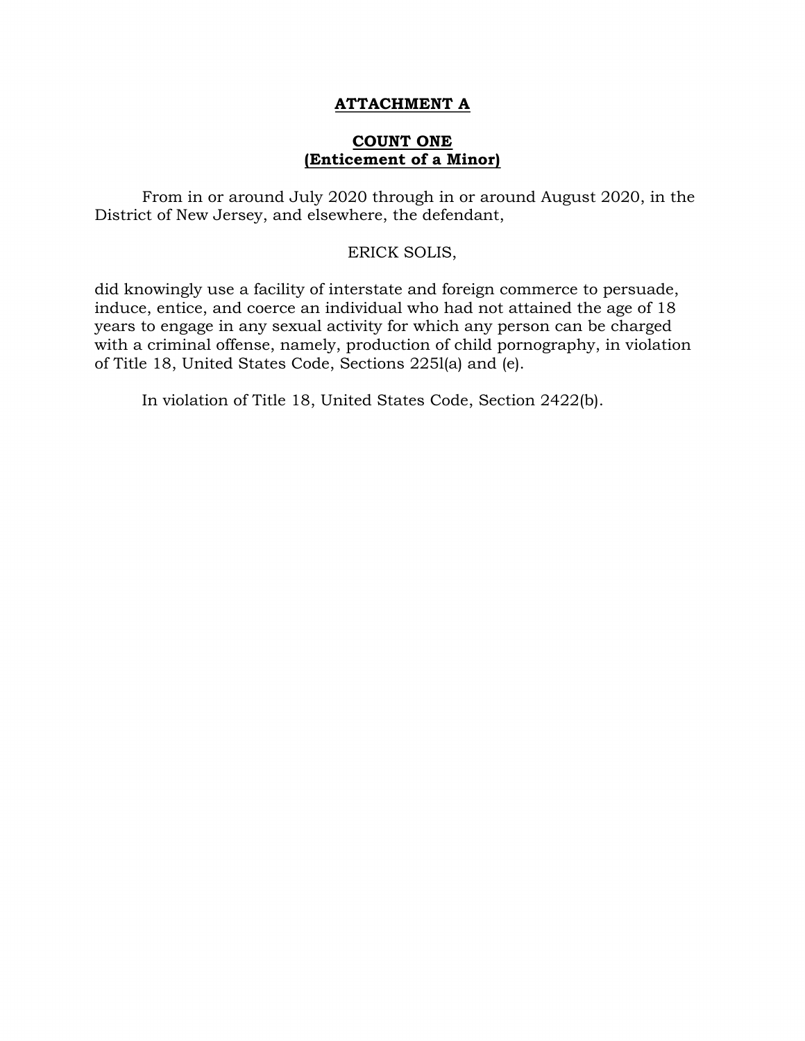# ATTACHMENT A

## COUNT ONE
## (Enticement of a Minor)

From in or around July 2020 through in or around August 2020, in the District of New Jersey, and elsewhere, the defendant,

ERICK SOLIS,

did knowingly use a facility of interstate and foreign commerce to persuade, induce, entice, and coerce an individual who had not attained the age of 18 years to engage in any sexual activity for which any person can be charged with a criminal offense, namely, production of child pornography, in violation of Title 18, United States Code, Sections 2251(a) and (e).

In violation of Title 18, United States Code, Section 2422(b).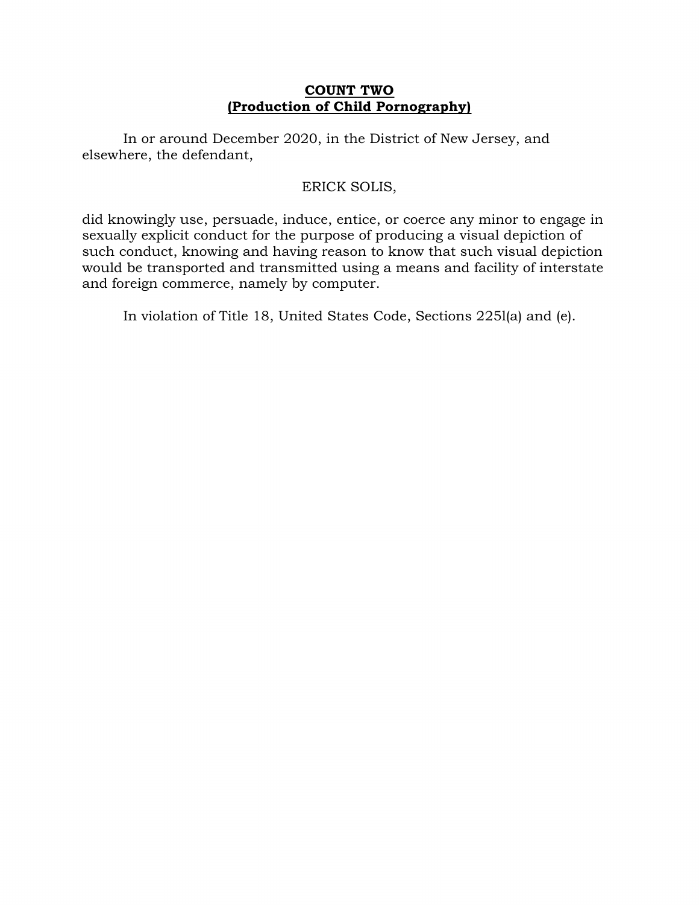**COUNT TWO**
**(Production of Child Pornography)**

In or around December 2020, in the District of New Jersey, and elsewhere, the defendant,

ERICK SOLIS,

did knowingly use, persuade, induce, entice, or coerce any minor to engage in sexually explicit conduct for the purpose of producing a visual depiction of such conduct, knowing and having reason to know that such visual depiction would be transported and transmitted using a means and facility of interstate and foreign commerce, namely by computer.

In violation of Title 18, United States Code, Sections 2251(a) and (e).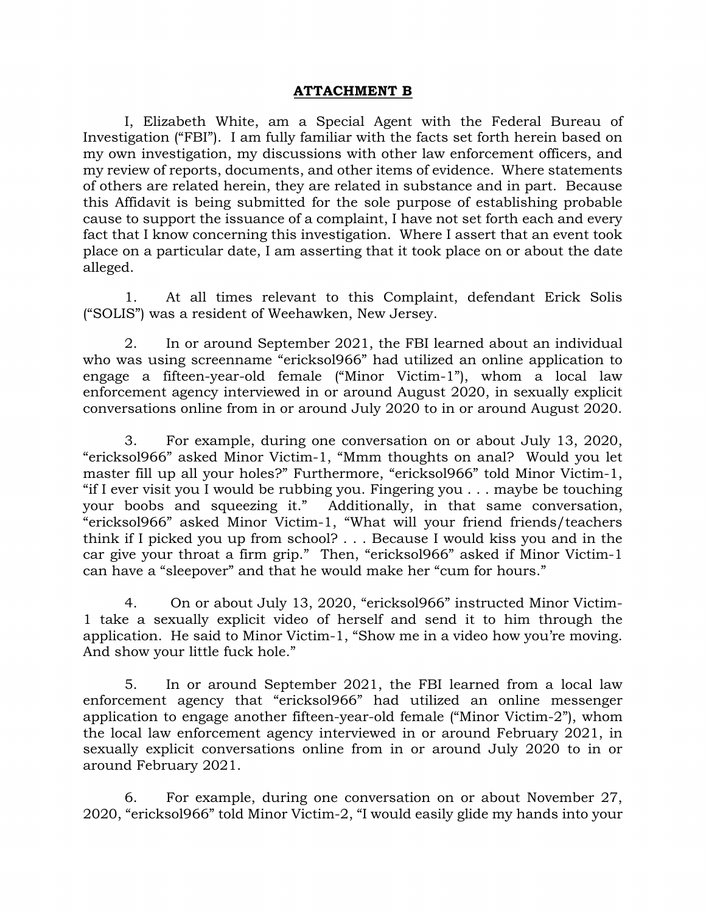## ATTACHMENT B

I, Elizabeth White, am a Special Agent with the Federal Bureau of Investigation ("FBI"). I am fully familiar with the facts set forth herein based on my own investigation, my discussions with other law enforcement officers, and my review of reports, documents, and other items of evidence. Where statements of others are related herein, they are related in substance and in part. Because this Affidavit is being submitted for the sole purpose of establishing probable cause to support the issuance of a complaint, I have not set forth each and every fact that I know concerning this investigation. Where I assert that an event took place on a particular date, I am asserting that it took place on or about the date alleged.

1. At all times relevant to this Complaint, defendant Erick Solis ("SOLIS") was a resident of Weehawken, New Jersey.

2. In or around September 2021, the FBI learned about an individual who was using screenname "ericksol966" had utilized an online application to engage a fifteen-year-old female ("Minor Victim-1"), whom a local law enforcement agency interviewed in or around August 2020, in sexually explicit conversations online from in or around July 2020 to in or around August 2020.

3. For example, during one conversation on or about July 13, 2020, "ericksol966" asked Minor Victim-1, "Mmm thoughts on anal? Would you let master fill up all your holes?" Furthermore, "ericksol966" told Minor Victim-1, "if I ever visit you I would be rubbing you. Fingering you . . . maybe be touching your boobs and squeezing it." Additionally, in that same conversation, "ericksol966" asked Minor Victim-1, "What will your friend friends/teachers think if I picked you up from school? . . . Because I would kiss you and in the car give your throat a firm grip." Then, "ericksol966" asked if Minor Victim-1 can have a "sleepover" and that he would make her "cum for hours."

4. On or about July 13, 2020, "ericksol966" instructed Minor Victim-1 take a sexually explicit video of herself and send it to him through the application. He said to Minor Victim-1, "Show me in a video how you're moving. And show your little fuck hole."

5. In or around September 2021, the FBI learned from a local law enforcement agency that "ericksol966" had utilized an online messenger application to engage another fifteen-year-old female ("Minor Victim-2"), whom the local law enforcement agency interviewed in or around February 2021, in sexually explicit conversations online from in or around July 2020 to in or around February 2021.

6. For example, during one conversation on or about November 27, 2020, "ericksol966" told Minor Victim-2, "I would easily glide my hands into your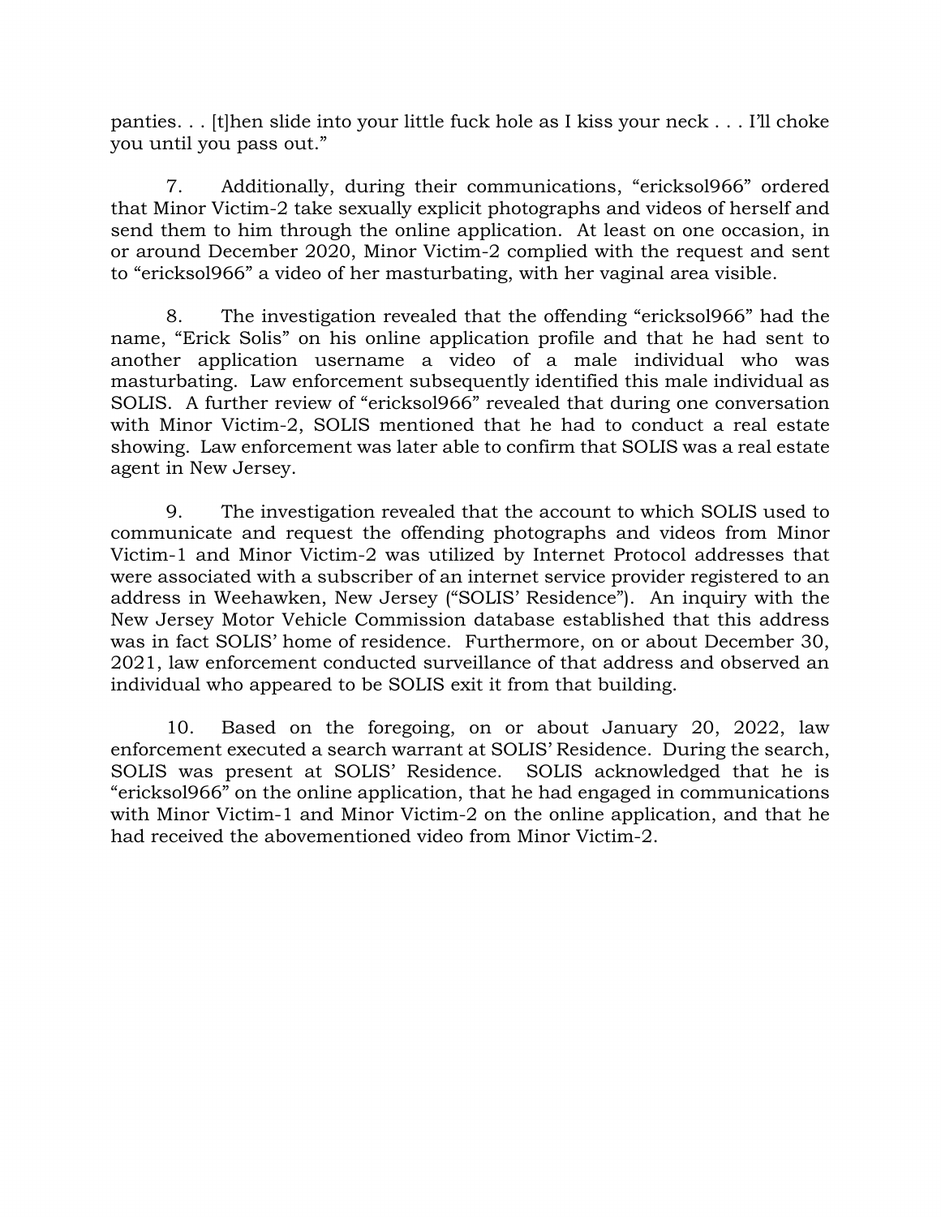panties. . . [t]hen slide into your little fuck hole as I kiss your neck . . . I'll choke you until you pass out."

7. Additionally, during their communications, "ericksol966" ordered that Minor Victim-2 take sexually explicit photographs and videos of herself and send them to him through the online application. At least on one occasion, in or around December 2020, Minor Victim-2 complied with the request and sent to "ericksol966" a video of her masturbating, with her vaginal area visible.

8. The investigation revealed that the offending "ericksol966" had the name, "Erick Solis" on his online application profile and that he had sent to another application username a video of a male individual who was masturbating. Law enforcement subsequently identified this male individual as SOLIS. A further review of "ericksol966" revealed that during one conversation with Minor Victim-2, SOLIS mentioned that he had to conduct a real estate showing. Law enforcement was later able to confirm that SOLIS was a real estate agent in New Jersey.

9. The investigation revealed that the account to which SOLIS used to communicate and request the offending photographs and videos from Minor Victim-1 and Minor Victim-2 was utilized by Internet Protocol addresses that were associated with a subscriber of an internet service provider registered to an address in Weehawken, New Jersey ("SOLIS' Residence"). An inquiry with the New Jersey Motor Vehicle Commission database established that this address was in fact SOLIS' home of residence. Furthermore, on or about December 30, 2021, law enforcement conducted surveillance of that address and observed an individual who appeared to be SOLIS exit it from that building.

10. Based on the foregoing, on or about January 20, 2022, law enforcement executed a search warrant at SOLIS' Residence. During the search, SOLIS was present at SOLIS' Residence. SOLIS acknowledged that he is "ericksol966" on the online application, that he had engaged in communications with Minor Victim-1 and Minor Victim-2 on the online application, and that he had received the abovementioned video from Minor Victim-2.